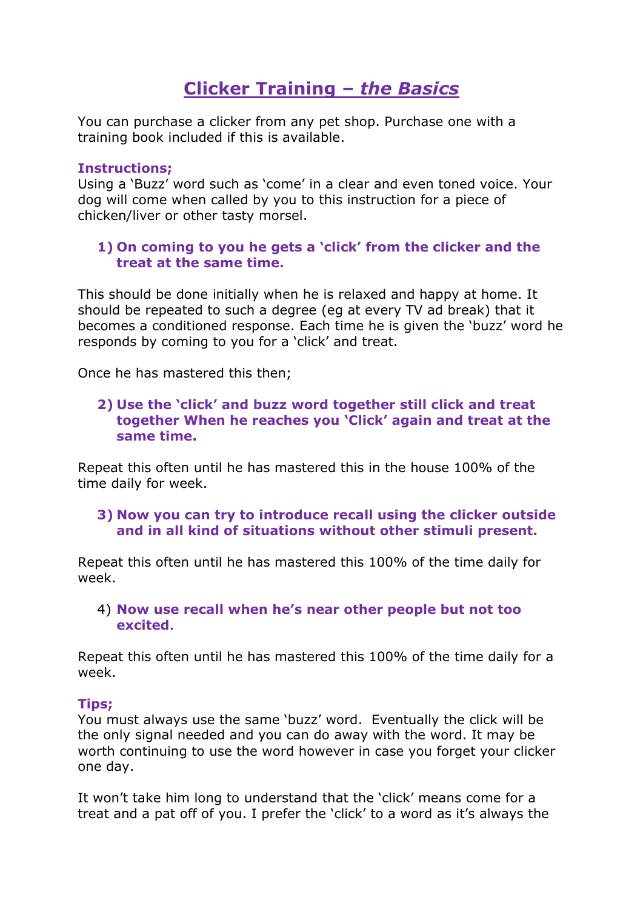# Clicker Training – *the Basics*

You can purchase a clicker from any pet shop. Purchase one with a training book included if this is available.

**Instructions;**
Using a 'Buzz' word such as 'come' in a clear and even toned voice. Your dog will come when called by you to this instruction for a piece of chicken/liver or other tasty morsel.

1) **On coming to you he gets a 'click' from the clicker and the treat at the same time.**

This should be done initially when he is relaxed and happy at home. It should be repeated to such a degree (eg at every TV ad break) that it becomes a conditioned response. Each time he is given the 'buzz' word he responds by coming to you for a 'click' and treat.

Once he has mastered this then;

2) **Use the 'click' and buzz word together still click and treat together When he reaches you 'Click' again and treat at the same time.**

Repeat this often until he has mastered this in the house 100% of the time daily for week.

3) **Now you can try to introduce recall using the clicker outside and in all kind of situations without other stimuli present.**

Repeat this often until he has mastered this 100% of the time daily for week.

4) **Now use recall when he's near other people but not too excited**.

Repeat this often until he has mastered this 100% of the time daily for a week.

**Tips;**
You must always use the same 'buzz' word. Eventually the click will be the only signal needed and you can do away with the word. It may be worth continuing to use the word however in case you forget your clicker one day.

It won't take him long to understand that the 'click' means come for a treat and a pat off of you. I prefer the 'click' to a word as it's always the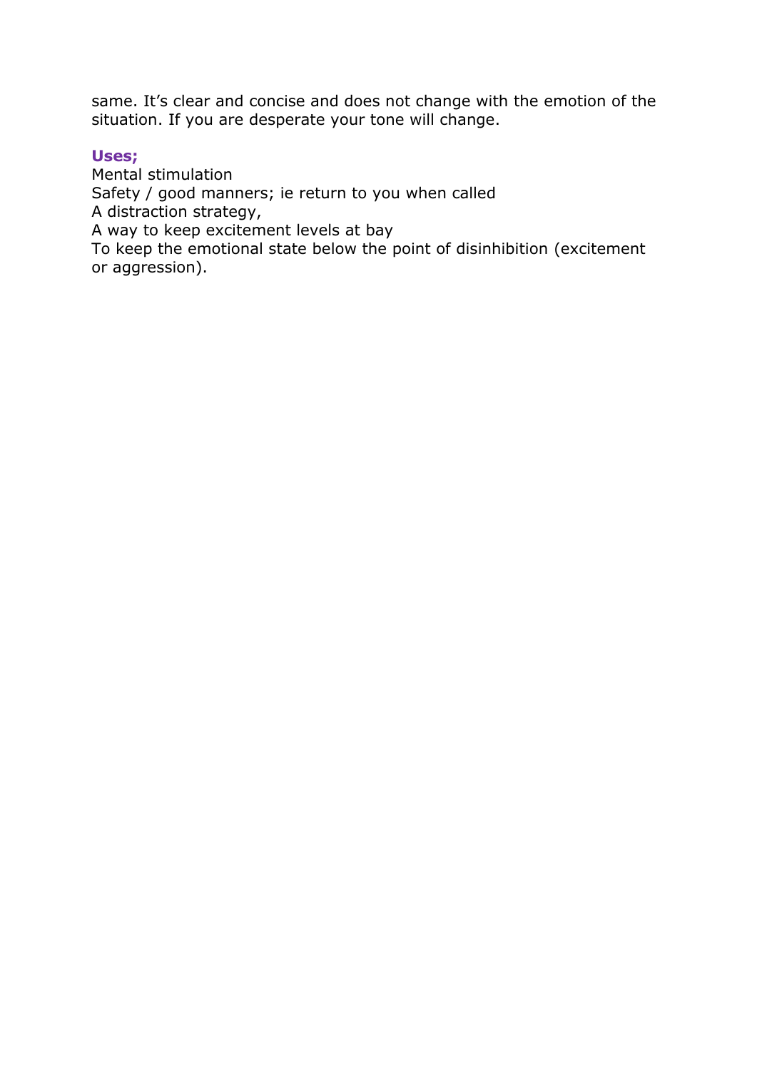same. It's clear and concise and does not change with the emotion of the situation. If you are desperate your tone will change.

**Uses;**

Mental stimulation
Safety / good manners; ie return to you when called
A distraction strategy,
A way to keep excitement levels at bay
To keep the emotional state below the point of disinhibition (excitement or aggression).